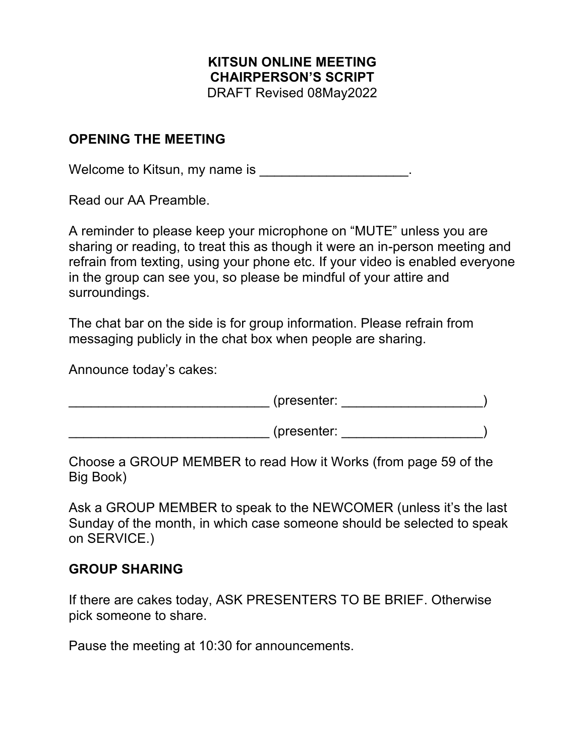**KITSUN ONLINE MEETING**
**CHAIRPERSON'S SCRIPT**
DRAFT Revised 08May2022

## OPENING THE MEETING

Welcome to Kitsun, my name is ____________________.

Read our AA Preamble.

A reminder to please keep your microphone on "MUTE" unless you are sharing or reading, to treat this as though it were an in-person meeting and refrain from texting, using your phone etc. If your video is enabled everyone in the group can see you, so please be mindful of your attire and surroundings.

The chat bar on the side is for group information. Please refrain from messaging publicly in the chat box when people are sharing.

Announce today's cakes:

____________________________ (presenter: ___________________)

____________________________ (presenter: ___________________)

Choose a GROUP MEMBER to read How it Works (from page 59 of the Big Book)

Ask a GROUP MEMBER to speak to the NEWCOMER (unless it's the last Sunday of the month, in which case someone should be selected to speak on SERVICE.)

## GROUP SHARING

If there are cakes today, ASK PRESENTERS TO BE BRIEF. Otherwise pick someone to share.

Pause the meeting at 10:30 for announcements.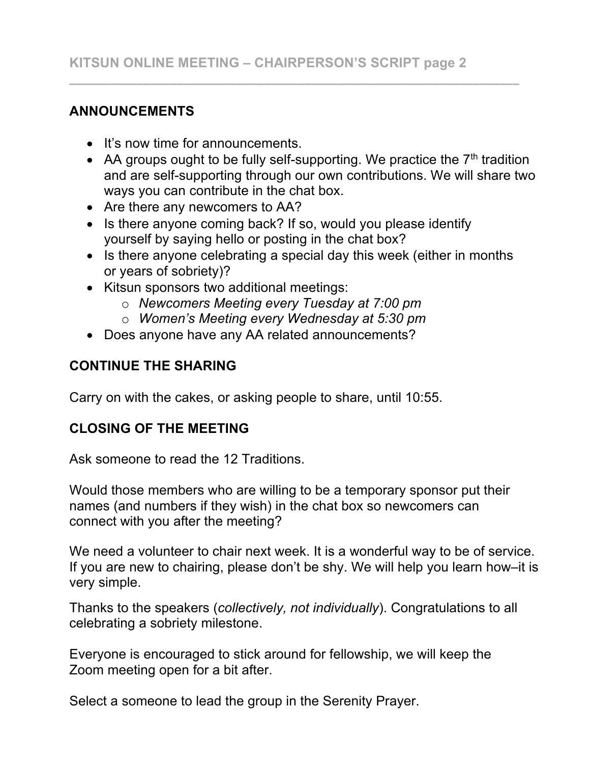## ANNOUNCEMENTS

- It's now time for announcements.
- AA groups ought to be fully self-supporting. We practice the 7th tradition and are self-supporting through our own contributions. We will share two ways you can contribute in the chat box.
- Are there any newcomers to AA?
- Is there anyone coming back? If so, would you please identify yourself by saying hello or posting in the chat box?
- Is there anyone celebrating a special day this week (either in months or years of sobriety)?
- Kitsun sponsors two additional meetings:
  - *Newcomers Meeting every Tuesday at 7:00 pm*
  - *Women's Meeting every Wednesday at 5:30 pm*
- Does anyone have any AA related announcements?

## CONTINUE THE SHARING

Carry on with the cakes, or asking people to share, until 10:55.

## CLOSING OF THE MEETING

Ask someone to read the 12 Traditions.

Would those members who are willing to be a temporary sponsor put their names (and numbers if they wish) in the chat box so newcomers can connect with you after the meeting?

We need a volunteer to chair next week. It is a wonderful way to be of service. If you are new to chairing, please don't be shy. We will help you learn how–it is very simple.

Thanks to the speakers (*collectively, not individually*). Congratulations to all celebrating a sobriety milestone.

Everyone is encouraged to stick around for fellowship, we will keep the Zoom meeting open for a bit after.

Select a someone to lead the group in the Serenity Prayer.